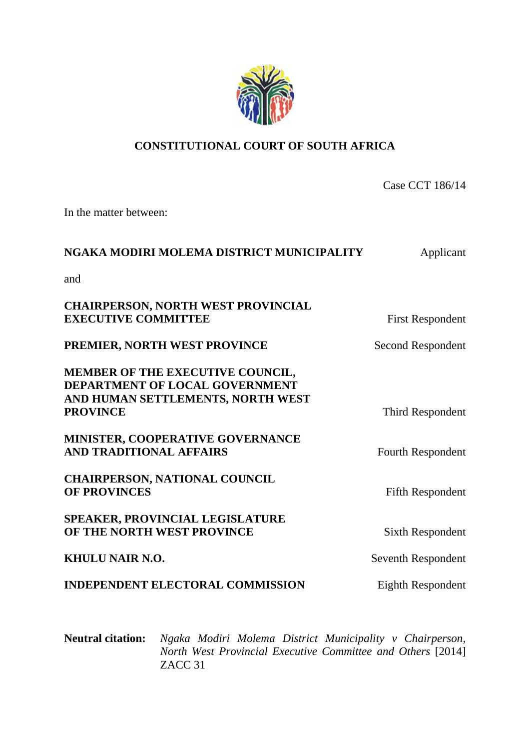**CONSTITUTIONAL COURT OF SOUTH AFRICA**

Case CCT 186/14

In the matter between:

| | |
|---|---|
| **NGAKA MODIRI MOLEMA DISTRICT MUNICIPALITY** | Applicant |
| and | |
| **CHAIRPERSON, NORTH WEST PROVINCIAL EXECUTIVE COMMITTEE** | First Respondent |
| **PREMIER, NORTH WEST PROVINCE** | Second Respondent |
| **MEMBER OF THE EXECUTIVE COUNCIL, DEPARTMENT OF LOCAL GOVERNMENT AND HUMAN SETTLEMENTS, NORTH WEST PROVINCE** | Third Respondent |
| **MINISTER, COOPERATIVE GOVERNANCE AND TRADITIONAL AFFAIRS** | Fourth Respondent |
| **CHAIRPERSON, NATIONAL COUNCIL OF PROVINCES** | Fifth Respondent |
| **SPEAKER, PROVINCIAL LEGISLATURE OF THE NORTH WEST PROVINCE** | Sixth Respondent |
| **KHULU NAIR N.O.** | Seventh Respondent |
| **INDEPENDENT ELECTORAL COMMISSION** | Eighth Respondent |

**Neutral citation:** *Ngaka Modiri Molema District Municipality v Chairperson, North West Provincial Executive Committee and Others* [2014] ZACC 31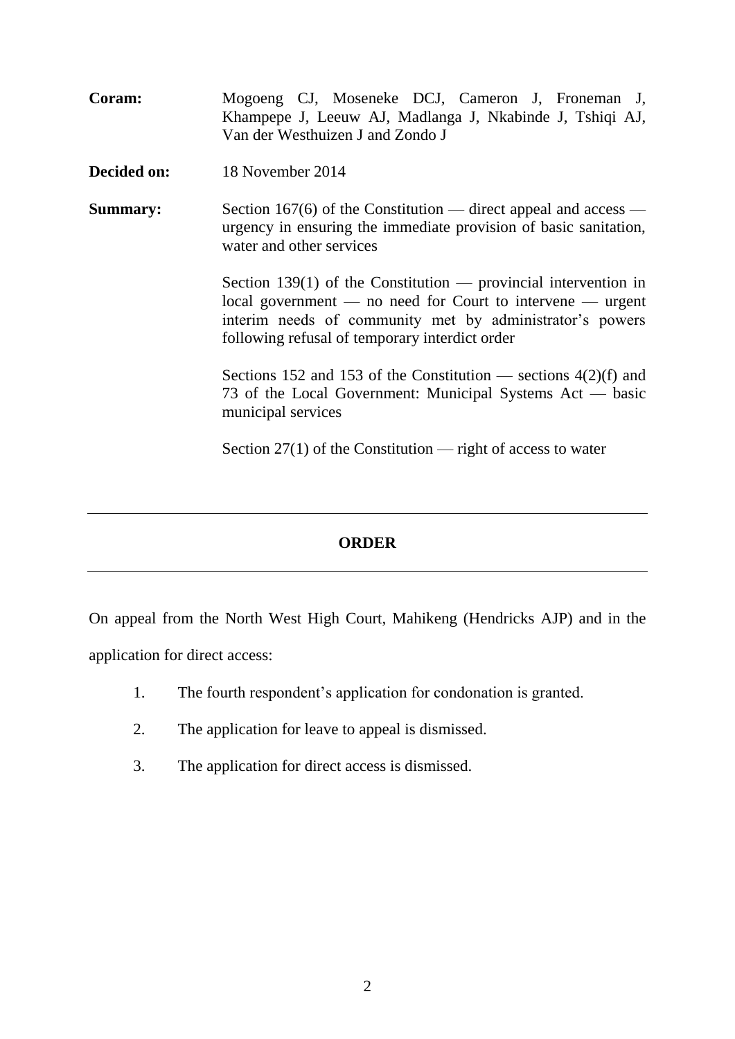**Coram:** Mogoeng CJ, Moseneke DCJ, Cameron J, Froneman J, Khampepe J, Leeuw AJ, Madlanga J, Nkabinde J, Tshiqi AJ, Van der Westhuizen J and Zondo J

**Decided on:** 18 November 2014

**Summary:** Section 167(6) of the Constitution — direct appeal and access — urgency in ensuring the immediate provision of basic sanitation, water and other services

Section 139(1) of the Constitution — provincial intervention in local government — no need for Court to intervene — urgent interim needs of community met by administrator's powers following refusal of temporary interdict order

Sections 152 and 153 of the Constitution — sections 4(2)(f) and 73 of the Local Government: Municipal Systems Act — basic municipal services

Section 27(1) of the Constitution — right of access to water

---

## ORDER

---

On appeal from the North West High Court, Mahikeng (Hendricks AJP) and in the application for direct access:

1. The fourth respondent's application for condonation is granted.
2. The application for leave to appeal is dismissed.
3. The application for direct access is dismissed.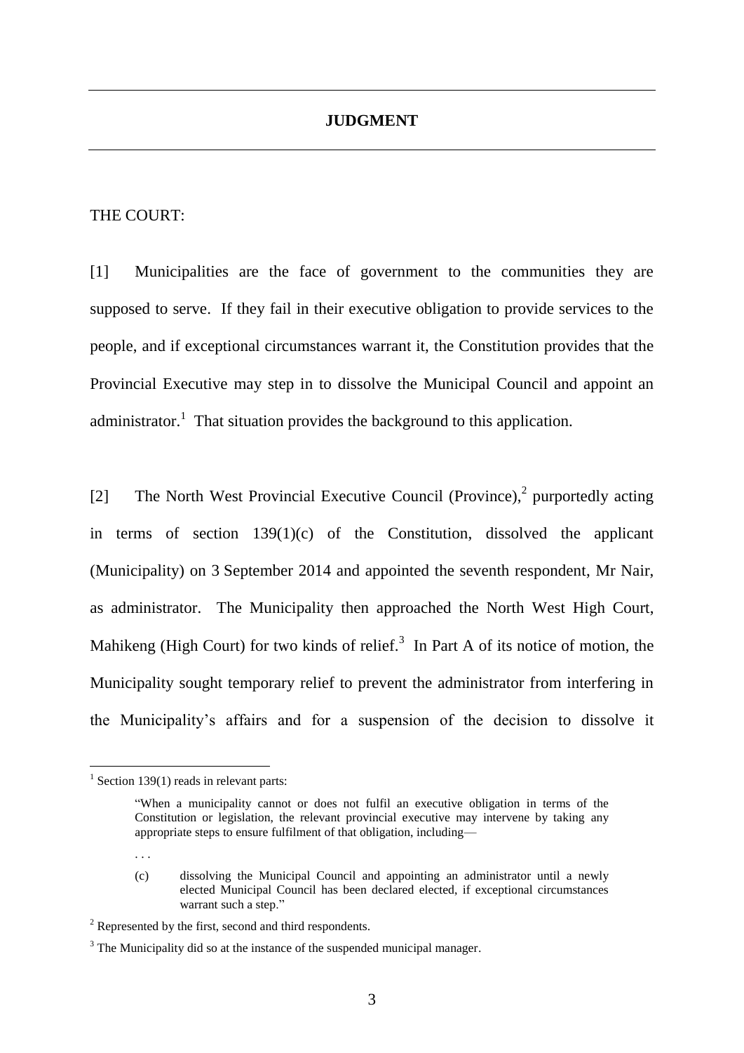## JUDGMENT

THE COURT:

[1] Municipalities are the face of government to the communities they are supposed to serve. If they fail in their executive obligation to provide services to the people, and if exceptional circumstances warrant it, the Constitution provides that the Provincial Executive may step in to dissolve the Municipal Council and appoint an administrator.[1] That situation provides the background to this application.

[2] The North West Provincial Executive Council (Province),[2] purportedly acting in terms of section 139(1)(c) of the Constitution, dissolved the applicant (Municipality) on 3 September 2014 and appointed the seventh respondent, Mr Nair, as administrator. The Municipality then approached the North West High Court, Mahikeng (High Court) for two kinds of relief.[3] In Part A of its notice of motion, the Municipality sought temporary relief to prevent the administrator from interfering in the Municipality's affairs and for a suspension of the decision to dissolve it

---

[1] Section 139(1) reads in relevant parts:

> "When a municipality cannot or does not fulfil an executive obligation in terms of the Constitution or legislation, the relevant provincial executive may intervene by taking any appropriate steps to ensure fulfilment of that obligation, including—
>
> . . .
>
> (c) dissolving the Municipal Council and appointing an administrator until a newly elected Municipal Council has been declared elected, if exceptional circumstances warrant such a step."

[2] Represented by the first, second and third respondents.

[3] The Municipality did so at the instance of the suspended municipal manager.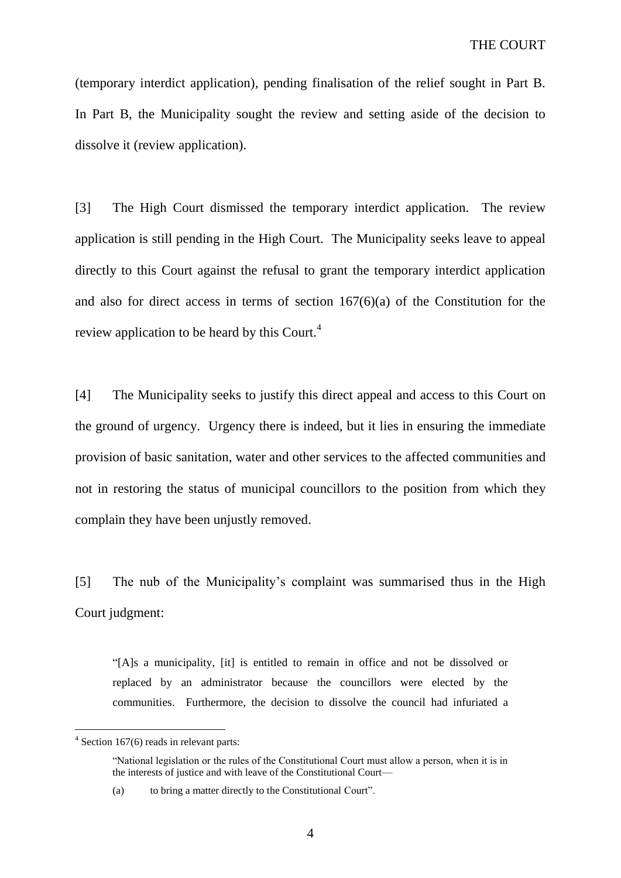(temporary interdict application), pending finalisation of the relief sought in Part B. In Part B, the Municipality sought the review and setting aside of the decision to dissolve it (review application).

[3] The High Court dismissed the temporary interdict application. The review application is still pending in the High Court. The Municipality seeks leave to appeal directly to this Court against the refusal to grant the temporary interdict application and also for direct access in terms of section 167(6)(a) of the Constitution for the review application to be heard by this Court.[4]

[4] The Municipality seeks to justify this direct appeal and access to this Court on the ground of urgency. Urgency there is indeed, but it lies in ensuring the immediate provision of basic sanitation, water and other services to the affected communities and not in restoring the status of municipal councillors to the position from which they complain they have been unjustly removed.

[5] The nub of the Municipality's complaint was summarised thus in the High Court judgment:

> "[A]s a municipality, [it] is entitled to remain in office and not be dissolved or replaced by an administrator because the councillors were elected by the communities. Furthermore, the decision to dissolve the council had infuriated a

---

[4] Section 167(6) reads in relevant parts:

> "National legislation or the rules of the Constitutional Court must allow a person, when it is in the interests of justice and with leave of the Constitutional Court—
>
> (a) to bring a matter directly to the Constitutional Court".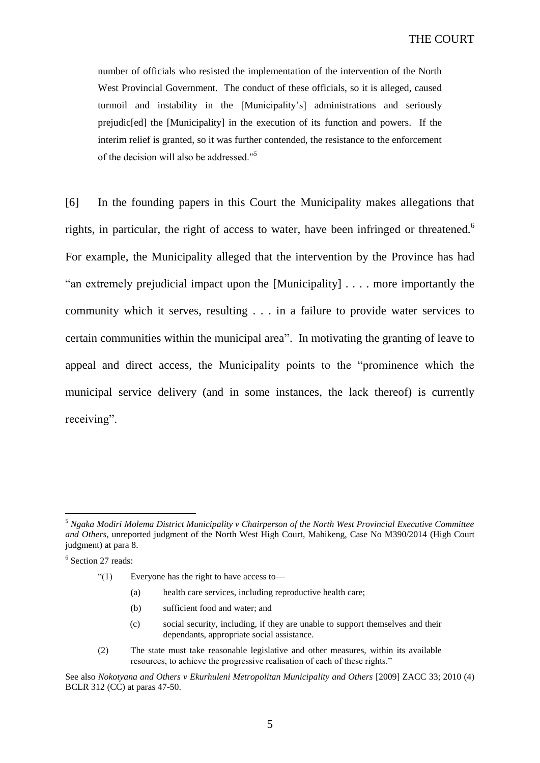> number of officials who resisted the implementation of the intervention of the North West Provincial Government. The conduct of these officials, so it is alleged, caused turmoil and instability in the [Municipality's] administrations and seriously prejudic[ed] the [Municipality] in the execution of its function and powers. If the interim relief is granted, so it was further contended, the resistance to the enforcement of the decision will also be addressed."[5]

[6] In the founding papers in this Court the Municipality makes allegations that rights, in particular, the right of access to water, have been infringed or threatened.[6] For example, the Municipality alleged that the intervention by the Province has had "an extremely prejudicial impact upon the [Municipality] . . . . more importantly the community which it serves, resulting . . . in a failure to provide water services to certain communities within the municipal area". In motivating the granting of leave to appeal and direct access, the Municipality points to the "prominence which the municipal service delivery (and in some instances, the lack thereof) is currently receiving".

---

[5] *Ngaka Modiri Molema District Municipality v Chairperson of the North West Provincial Executive Committee and Others*, unreported judgment of the North West High Court, Mahikeng, Case No M390/2014 (High Court judgment) at para 8.

[6] Section 27 reads:

> "(1) Everyone has the right to have access to—
>
> (a) health care services, including reproductive health care;
>
> (b) sufficient food and water; and
>
> (c) social security, including, if they are unable to support themselves and their dependants, appropriate social assistance.
>
> (2) The state must take reasonable legislative and other measures, within its available resources, to achieve the progressive realisation of each of these rights."

See also *Nokotyana and Others v Ekurhuleni Metropolitan Municipality and Others* [2009] ZACC 33; 2010 (4) BCLR 312 (CC) at paras 47-50.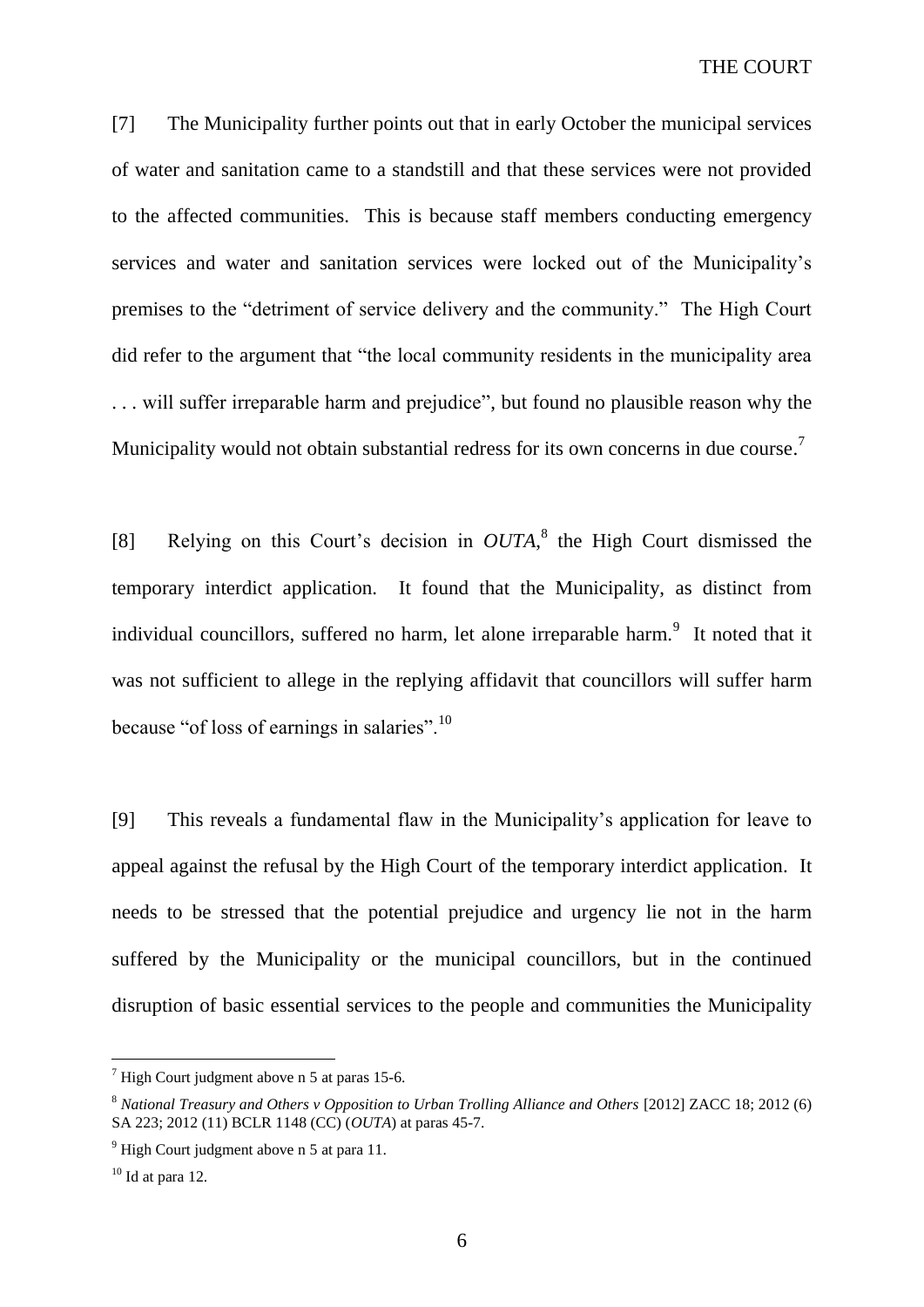[7] The Municipality further points out that in early October the municipal services of water and sanitation came to a standstill and that these services were not provided to the affected communities. This is because staff members conducting emergency services and water and sanitation services were locked out of the Municipality's premises to the "detriment of service delivery and the community." The High Court did refer to the argument that "the local community residents in the municipality area . . . will suffer irreparable harm and prejudice", but found no plausible reason why the Municipality would not obtain substantial redress for its own concerns in due course.[7]

[8] Relying on this Court's decision in *OUTA*,[8] the High Court dismissed the temporary interdict application. It found that the Municipality, as distinct from individual councillors, suffered no harm, let alone irreparable harm.[9] It noted that it was not sufficient to allege in the replying affidavit that councillors will suffer harm because "of loss of earnings in salaries".[10]

[9] This reveals a fundamental flaw in the Municipality's application for leave to appeal against the refusal by the High Court of the temporary interdict application. It needs to be stressed that the potential prejudice and urgency lie not in the harm suffered by the Municipality or the municipal councillors, but in the continued disruption of basic essential services to the people and communities the Municipality

---

[7] High Court judgment above n 5 at paras 15-6.

[8] *National Treasury and Others v Opposition to Urban Trolling Alliance and Others* [2012] ZACC 18; 2012 (6) SA 223; 2012 (11) BCLR 1148 (CC) (*OUTA*) at paras 45-7.

[9] High Court judgment above n 5 at para 11.

[10] Id at para 12.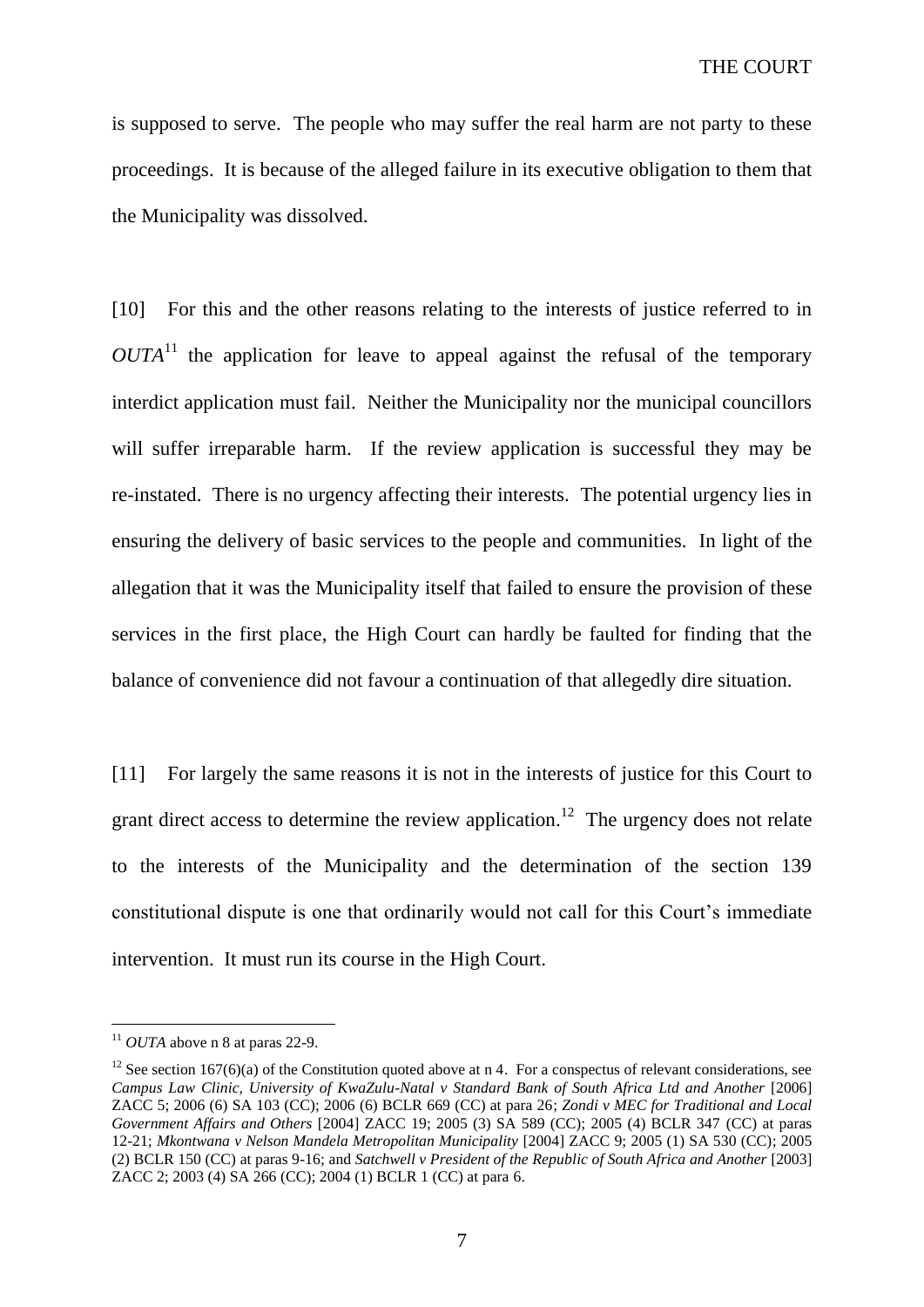is supposed to serve. The people who may suffer the real harm are not party to these proceedings. It is because of the alleged failure in its executive obligation to them that the Municipality was dissolved.

[10] For this and the other reasons relating to the interests of justice referred to in *OUTA*[11] the application for leave to appeal against the refusal of the temporary interdict application must fail. Neither the Municipality nor the municipal councillors will suffer irreparable harm. If the review application is successful they may be re-instated. There is no urgency affecting their interests. The potential urgency lies in ensuring the delivery of basic services to the people and communities. In light of the allegation that it was the Municipality itself that failed to ensure the provision of these services in the first place, the High Court can hardly be faulted for finding that the balance of convenience did not favour a continuation of that allegedly dire situation.

[11] For largely the same reasons it is not in the interests of justice for this Court to grant direct access to determine the review application.[12] The urgency does not relate to the interests of the Municipality and the determination of the section 139 constitutional dispute is one that ordinarily would not call for this Court's immediate intervention. It must run its course in the High Court.

---

[11] *OUTA* above n 8 at paras 22-9.

[12] See section 167(6)(a) of the Constitution quoted above at n 4. For a conspectus of relevant considerations, see *Campus Law Clinic, University of KwaZulu-Natal v Standard Bank of South Africa Ltd and Another* [2006] ZACC 5; 2006 (6) SA 103 (CC); 2006 (6) BCLR 669 (CC) at para 26; *Zondi v MEC for Traditional and Local Government Affairs and Others* [2004] ZACC 19; 2005 (3) SA 589 (CC); 2005 (4) BCLR 347 (CC) at paras 12-21; *Mkontwana v Nelson Mandela Metropolitan Municipality* [2004] ZACC 9; 2005 (1) SA 530 (CC); 2005 (2) BCLR 150 (CC) at paras 9-16; and *Satchwell v President of the Republic of South Africa and Another* [2003] ZACC 2; 2003 (4) SA 266 (CC); 2004 (1) BCLR 1 (CC) at para 6.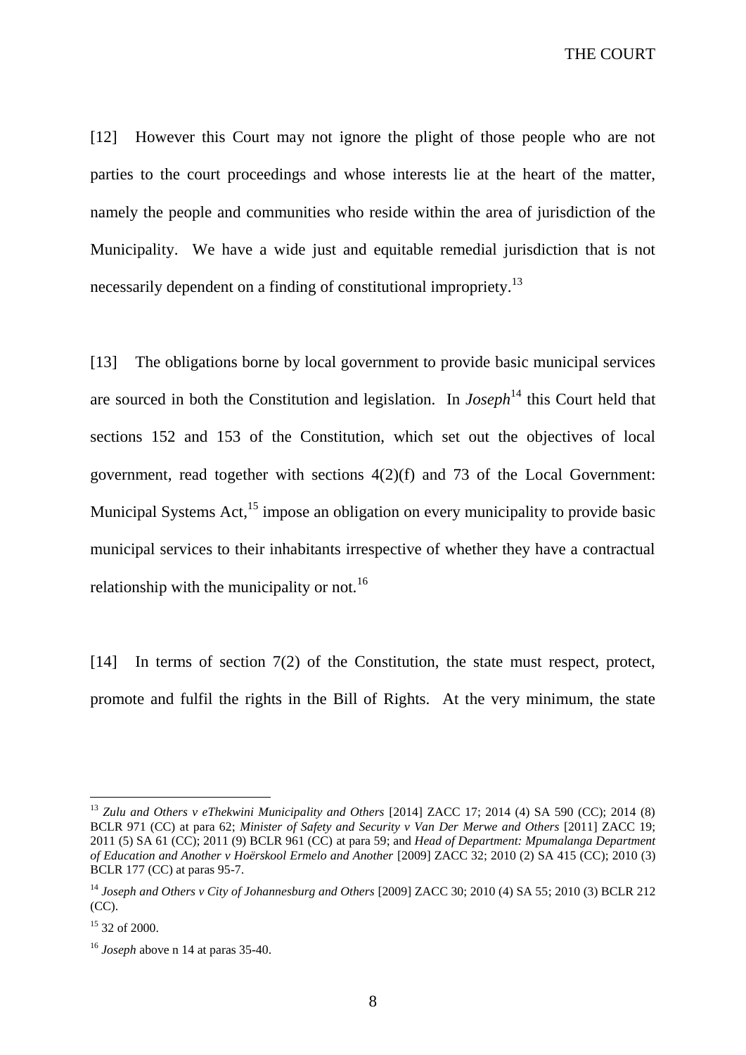[12] However this Court may not ignore the plight of those people who are not parties to the court proceedings and whose interests lie at the heart of the matter, namely the people and communities who reside within the area of jurisdiction of the Municipality. We have a wide just and equitable remedial jurisdiction that is not necessarily dependent on a finding of constitutional impropriety.[13]

[13] The obligations borne by local government to provide basic municipal services are sourced in both the Constitution and legislation. In *Joseph*[14] this Court held that sections 152 and 153 of the Constitution, which set out the objectives of local government, read together with sections 4(2)(f) and 73 of the Local Government: Municipal Systems Act,[15] impose an obligation on every municipality to provide basic municipal services to their inhabitants irrespective of whether they have a contractual relationship with the municipality or not.[16]

[14] In terms of section 7(2) of the Constitution, the state must respect, protect, promote and fulfil the rights in the Bill of Rights. At the very minimum, the state

---

[13] *Zulu and Others v eThekwini Municipality and Others* [2014] ZACC 17; 2014 (4) SA 590 (CC); 2014 (8) BCLR 971 (CC) at para 62; *Minister of Safety and Security v Van Der Merwe and Others* [2011] ZACC 19; 2011 (5) SA 61 (CC); 2011 (9) BCLR 961 (CC) at para 59; and *Head of Department: Mpumalanga Department of Education and Another v Hoërskool Ermelo and Another* [2009] ZACC 32; 2010 (2) SA 415 (CC); 2010 (3) BCLR 177 (CC) at paras 95-7.

[14] *Joseph and Others v City of Johannesburg and Others* [2009] ZACC 30; 2010 (4) SA 55; 2010 (3) BCLR 212 (CC).

[15] 32 of 2000.

[16] *Joseph* above n 14 at paras 35-40.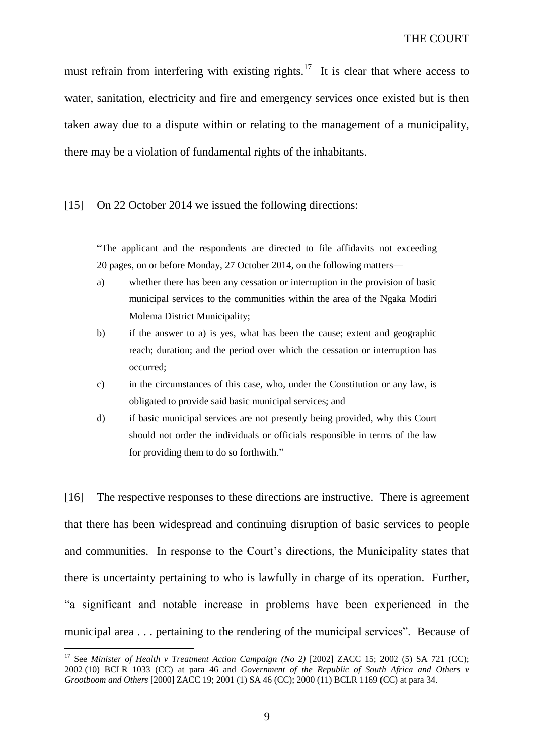must refrain from interfering with existing rights.[17] It is clear that where access to water, sanitation, electricity and fire and emergency services once existed but is then taken away due to a dispute within or relating to the management of a municipality, there may be a violation of fundamental rights of the inhabitants.

[15] On 22 October 2014 we issued the following directions:

> "The applicant and the respondents are directed to file affidavits not exceeding 20 pages, on or before Monday, 27 October 2014, on the following matters—
>
> a) whether there has been any cessation or interruption in the provision of basic municipal services to the communities within the area of the Ngaka Modiri Molema District Municipality;
>
> b) if the answer to a) is yes, what has been the cause; extent and geographic reach; duration; and the period over which the cessation or interruption has occurred;
>
> c) in the circumstances of this case, who, under the Constitution or any law, is obligated to provide said basic municipal services; and
>
> d) if basic municipal services are not presently being provided, why this Court should not order the individuals or officials responsible in terms of the law for providing them to do so forthwith."

[16] The respective responses to these directions are instructive. There is agreement that there has been widespread and continuing disruption of basic services to people and communities. In response to the Court's directions, the Municipality states that there is uncertainty pertaining to who is lawfully in charge of its operation. Further, "a significant and notable increase in problems have been experienced in the municipal area . . . pertaining to the rendering of the municipal services". Because of

---

[17] See *Minister of Health v Treatment Action Campaign (No 2)* [2002] ZACC 15; 2002 (5) SA 721 (CC); 2002 (10) BCLR 1033 (CC) at para 46 and *Government of the Republic of South Africa and Others v Grootboom and Others* [2000] ZACC 19; 2001 (1) SA 46 (CC); 2000 (11) BCLR 1169 (CC) at para 34.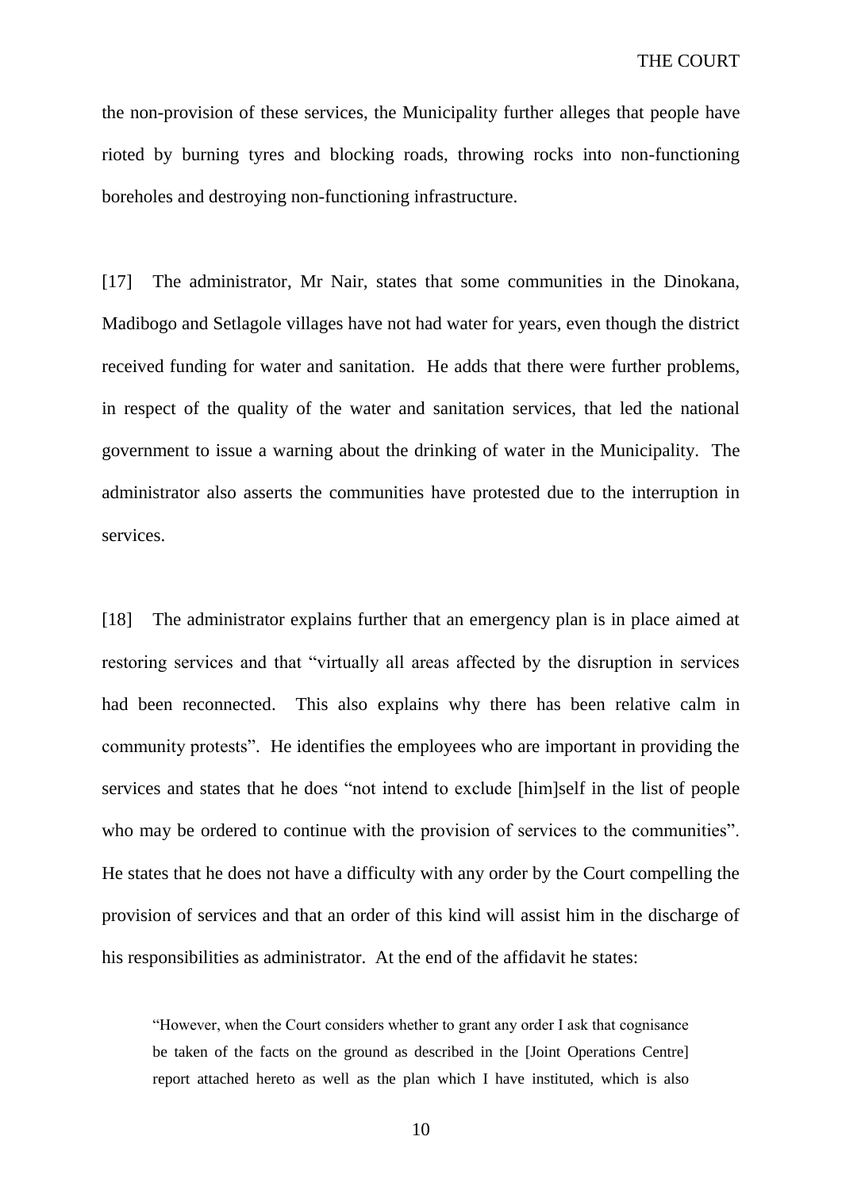the non-provision of these services, the Municipality further alleges that people have rioted by burning tyres and blocking roads, throwing rocks into non-functioning boreholes and destroying non-functioning infrastructure.

[17] The administrator, Mr Nair, states that some communities in the Dinokana, Madibogo and Setlagole villages have not had water for years, even though the district received funding for water and sanitation. He adds that there were further problems, in respect of the quality of the water and sanitation services, that led the national government to issue a warning about the drinking of water in the Municipality. The administrator also asserts the communities have protested due to the interruption in services.

[18] The administrator explains further that an emergency plan is in place aimed at restoring services and that "virtually all areas affected by the disruption in services had been reconnected. This also explains why there has been relative calm in community protests". He identifies the employees who are important in providing the services and states that he does "not intend to exclude [him]self in the list of people who may be ordered to continue with the provision of services to the communities". He states that he does not have a difficulty with any order by the Court compelling the provision of services and that an order of this kind will assist him in the discharge of his responsibilities as administrator. At the end of the affidavit he states:

> "However, when the Court considers whether to grant any order I ask that cognisance be taken of the facts on the ground as described in the [Joint Operations Centre] report attached hereto as well as the plan which I have instituted, which is also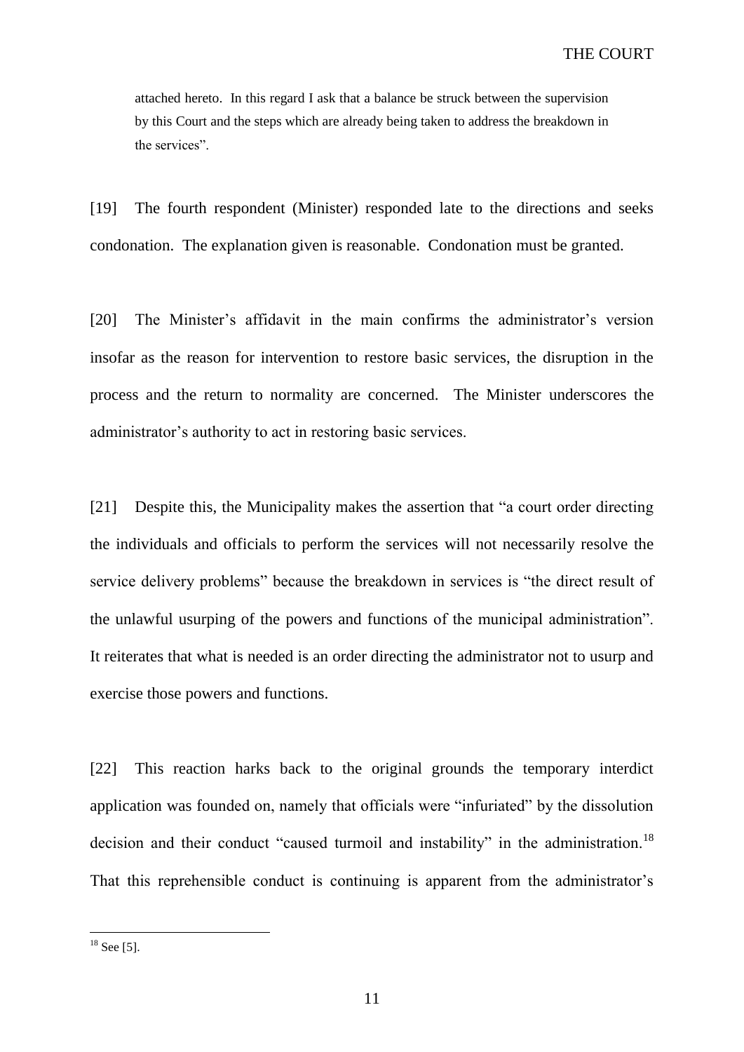> attached hereto. In this regard I ask that a balance be struck between the supervision by this Court and the steps which are already being taken to address the breakdown in the services".

[19] The fourth respondent (Minister) responded late to the directions and seeks condonation. The explanation given is reasonable. Condonation must be granted.

[20] The Minister's affidavit in the main confirms the administrator's version insofar as the reason for intervention to restore basic services, the disruption in the process and the return to normality are concerned. The Minister underscores the administrator's authority to act in restoring basic services.

[21] Despite this, the Municipality makes the assertion that "a court order directing the individuals and officials to perform the services will not necessarily resolve the service delivery problems" because the breakdown in services is "the direct result of the unlawful usurping of the powers and functions of the municipal administration". It reiterates that what is needed is an order directing the administrator not to usurp and exercise those powers and functions.

[22] This reaction harks back to the original grounds the temporary interdict application was founded on, namely that officials were "infuriated" by the dissolution decision and their conduct "caused turmoil and instability" in the administration.[18] That this reprehensible conduct is continuing is apparent from the administrator's

---

[18] See [5].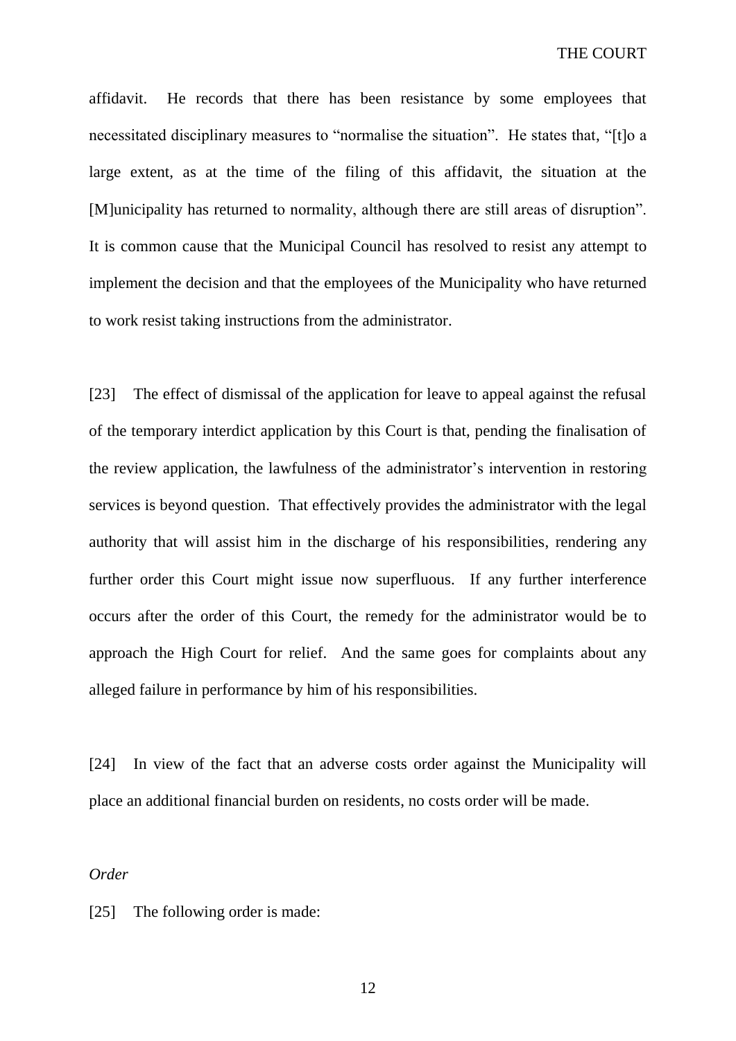affidavit. He records that there has been resistance by some employees that necessitated disciplinary measures to "normalise the situation". He states that, "[t]o a large extent, as at the time of the filing of this affidavit, the situation at the [M]unicipality has returned to normality, although there are still areas of disruption". It is common cause that the Municipal Council has resolved to resist any attempt to implement the decision and that the employees of the Municipality who have returned to work resist taking instructions from the administrator.

[23] The effect of dismissal of the application for leave to appeal against the refusal of the temporary interdict application by this Court is that, pending the finalisation of the review application, the lawfulness of the administrator's intervention in restoring services is beyond question. That effectively provides the administrator with the legal authority that will assist him in the discharge of his responsibilities, rendering any further order this Court might issue now superfluous. If any further interference occurs after the order of this Court, the remedy for the administrator would be to approach the High Court for relief. And the same goes for complaints about any alleged failure in performance by him of his responsibilities.

[24] In view of the fact that an adverse costs order against the Municipality will place an additional financial burden on residents, no costs order will be made.

*Order*

[25] The following order is made: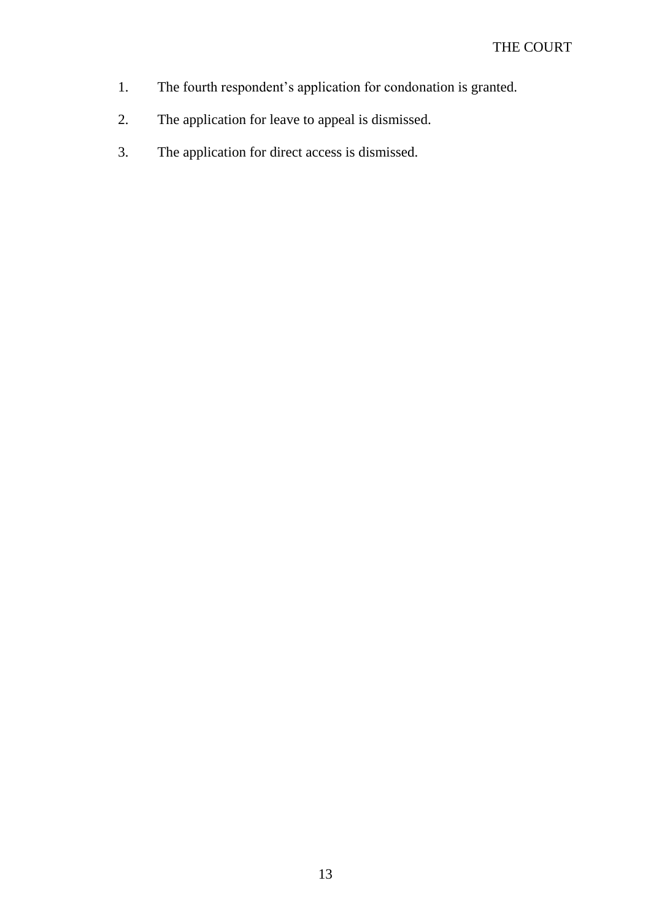THE COURT

1. The fourth respondent's application for condonation is granted.
2. The application for leave to appeal is dismissed.
3. The application for direct access is dismissed.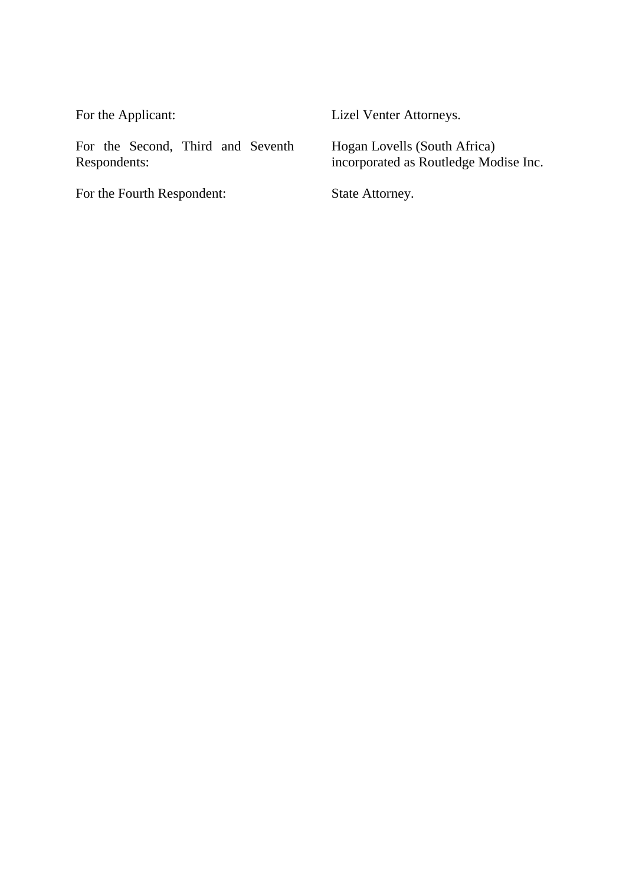| | |
|---|---|
| For the Applicant: | Lizel Venter Attorneys. |
| For the Second, Third and Seventh Respondents: | Hogan Lovells (South Africa) incorporated as Routledge Modise Inc. |
| For the Fourth Respondent: | State Attorney. |